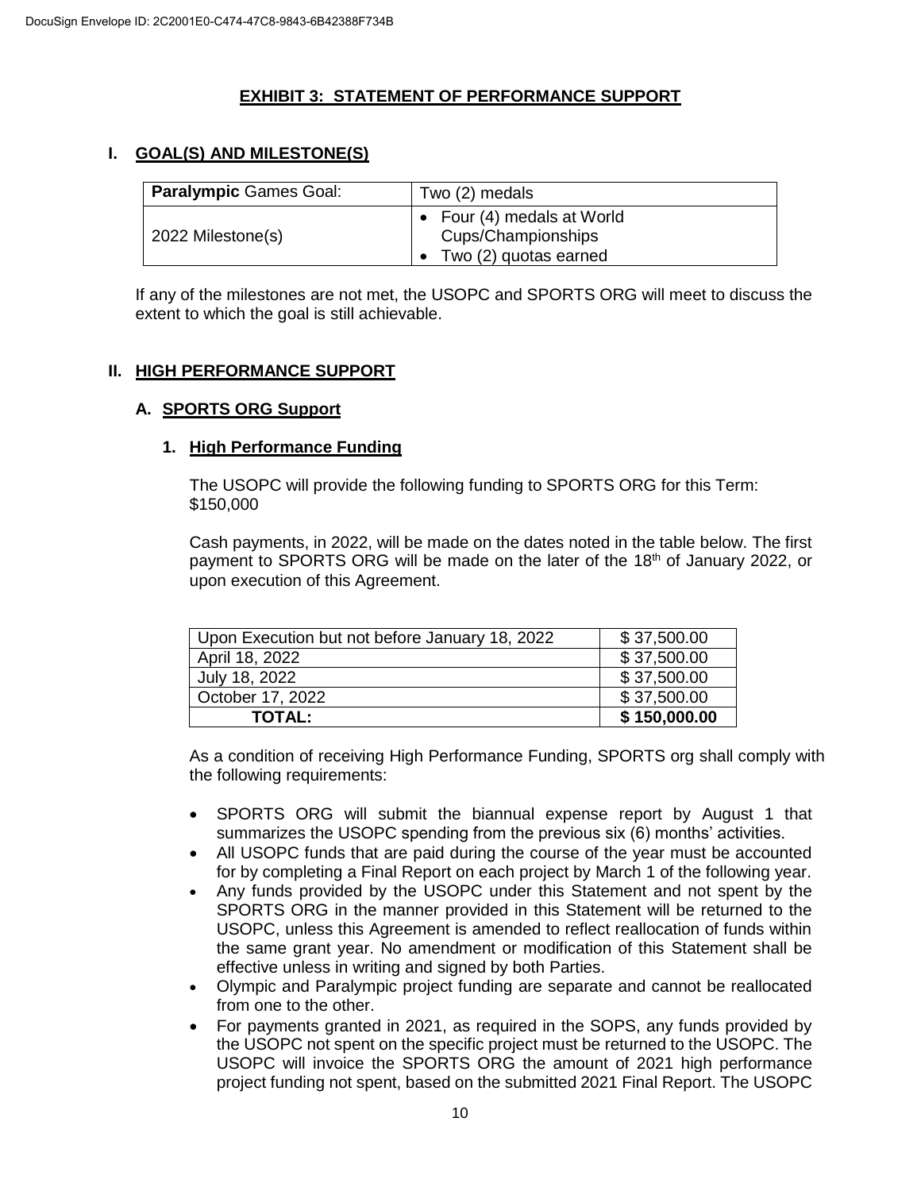## EXHIBIT 3: STATEMENT OF PERFORMANCE SUPPORT

### I. GOAL(S) AND MILESTONE(S)

| **Paralympic** Games Goal: | Two (2) medals |
|---|---|
| 2022 Milestone(s) | • Four (4) medals at World Cups/Championships<br>• Two (2) quotas earned |

If any of the milestones are not met, the USOPC and SPORTS ORG will meet to discuss the extent to which the goal is still achievable.

### II. HIGH PERFORMANCE SUPPORT

#### A. SPORTS ORG Support

##### 1. High Performance Funding

The USOPC will provide the following funding to SPORTS ORG for this Term: $150,000

Cash payments, in 2022, will be made on the dates noted in the table below. The first payment to SPORTS ORG will be made on the later of the 18th of January 2022, or upon execution of this Agreement.

| Upon Execution but not before January 18, 2022 | $ 37,500.00 |
|---|---|
| April 18, 2022 | $ 37,500.00 |
| July 18, 2022 | $ 37,500.00 |
| October 17, 2022 | $ 37,500.00 |
| **TOTAL:** | **$ 150,000.00** |

As a condition of receiving High Performance Funding, SPORTS org shall comply with the following requirements:

- SPORTS ORG will submit the biannual expense report by August 1 that summarizes the USOPC spending from the previous six (6) months' activities.
- All USOPC funds that are paid during the course of the year must be accounted for by completing a Final Report on each project by March 1 of the following year.
- Any funds provided by the USOPC under this Statement and not spent by the SPORTS ORG in the manner provided in this Statement will be returned to the USOPC, unless this Agreement is amended to reflect reallocation of funds within the same grant year. No amendment or modification of this Statement shall be effective unless in writing and signed by both Parties.
- Olympic and Paralympic project funding are separate and cannot be reallocated from one to the other.
- For payments granted in 2021, as required in the SOPS, any funds provided by the USOPC not spent on the specific project must be returned to the USOPC. The USOPC will invoice the SPORTS ORG the amount of 2021 high performance project funding not spent, based on the submitted 2021 Final Report. The USOPC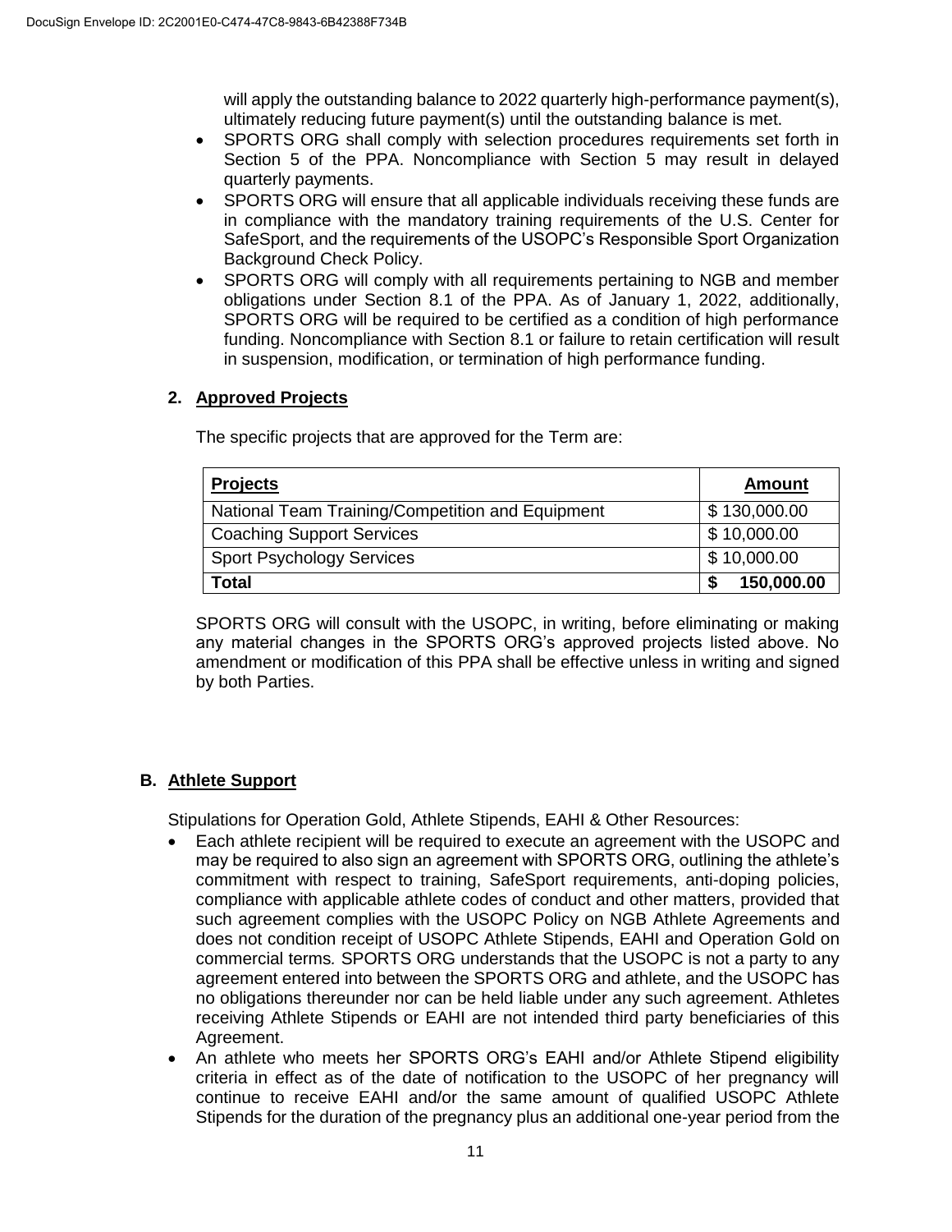will apply the outstanding balance to 2022 quarterly high-performance payment(s), ultimately reducing future payment(s) until the outstanding balance is met.

- SPORTS ORG shall comply with selection procedures requirements set forth in Section 5 of the PPA. Noncompliance with Section 5 may result in delayed quarterly payments.
- SPORTS ORG will ensure that all applicable individuals receiving these funds are in compliance with the mandatory training requirements of the U.S. Center for SafeSport, and the requirements of the USOPC's Responsible Sport Organization Background Check Policy.
- SPORTS ORG will comply with all requirements pertaining to NGB and member obligations under Section 8.1 of the PPA. As of January 1, 2022, additionally, SPORTS ORG will be required to be certified as a condition of high performance funding. Noncompliance with Section 8.1 or failure to retain certification will result in suspension, modification, or termination of high performance funding.

### 2. Approved Projects

The specific projects that are approved for the Term are:

| Projects | Amount |
|---|---|
| National Team Training/Competition and Equipment | $ 130,000.00 |
| Coaching Support Services | $ 10,000.00 |
| Sport Psychology Services | $ 10,000.00 |
| **Total** | **$ 150,000.00** |

SPORTS ORG will consult with the USOPC, in writing, before eliminating or making any material changes in the SPORTS ORG's approved projects listed above. No amendment or modification of this PPA shall be effective unless in writing and signed by both Parties.

## B. Athlete Support

Stipulations for Operation Gold, Athlete Stipends, EAHI & Other Resources:

- Each athlete recipient will be required to execute an agreement with the USOPC and may be required to also sign an agreement with SPORTS ORG, outlining the athlete's commitment with respect to training, SafeSport requirements, anti-doping policies, compliance with applicable athlete codes of conduct and other matters, provided that such agreement complies with the USOPC Policy on NGB Athlete Agreements and does not condition receipt of USOPC Athlete Stipends, EAHI and Operation Gold on commercial terms. SPORTS ORG understands that the USOPC is not a party to any agreement entered into between the SPORTS ORG and athlete, and the USOPC has no obligations thereunder nor can be held liable under any such agreement. Athletes receiving Athlete Stipends or EAHI are not intended third party beneficiaries of this Agreement.
- An athlete who meets her SPORTS ORG's EAHI and/or Athlete Stipend eligibility criteria in effect as of the date of notification to the USOPC of her pregnancy will continue to receive EAHI and/or the same amount of qualified USOPC Athlete Stipends for the duration of the pregnancy plus an additional one-year period from the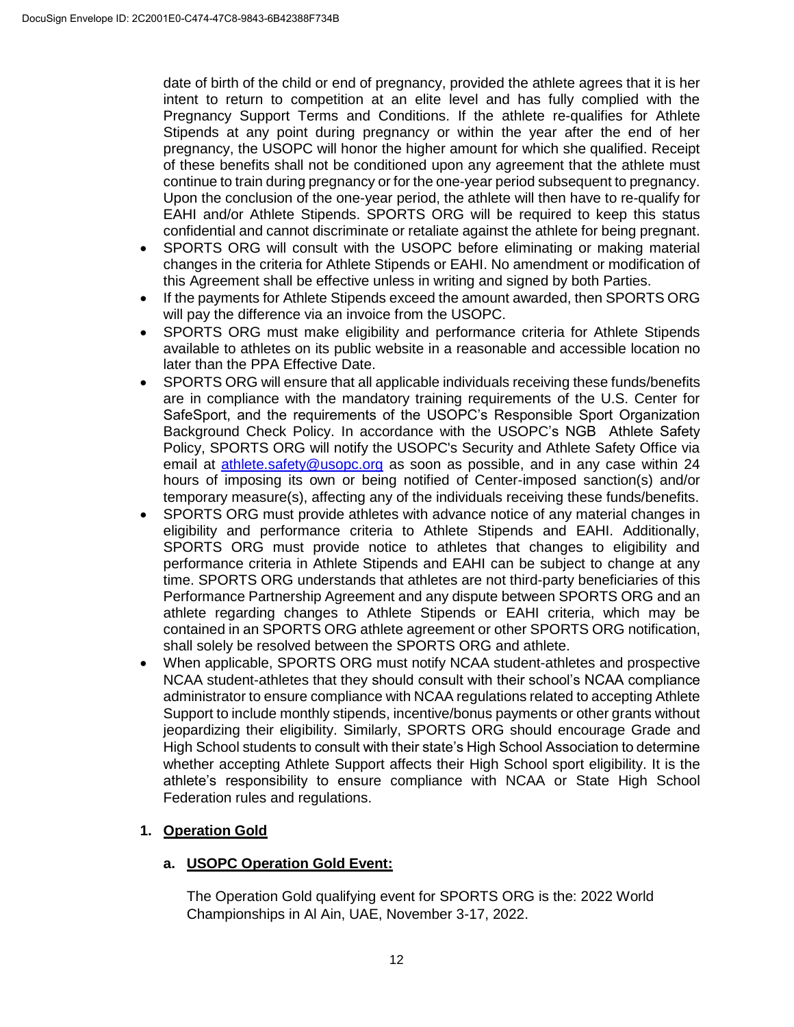date of birth of the child or end of pregnancy, provided the athlete agrees that it is her intent to return to competition at an elite level and has fully complied with the Pregnancy Support Terms and Conditions. If the athlete re-qualifies for Athlete Stipends at any point during pregnancy or within the year after the end of her pregnancy, the USOPC will honor the higher amount for which she qualified. Receipt of these benefits shall not be conditioned upon any agreement that the athlete must continue to train during pregnancy or for the one-year period subsequent to pregnancy. Upon the conclusion of the one-year period, the athlete will then have to re-qualify for EAHI and/or Athlete Stipends. SPORTS ORG will be required to keep this status confidential and cannot discriminate or retaliate against the athlete for being pregnant.

- SPORTS ORG will consult with the USOPC before eliminating or making material changes in the criteria for Athlete Stipends or EAHI. No amendment or modification of this Agreement shall be effective unless in writing and signed by both Parties.
- If the payments for Athlete Stipends exceed the amount awarded, then SPORTS ORG will pay the difference via an invoice from the USOPC.
- SPORTS ORG must make eligibility and performance criteria for Athlete Stipends available to athletes on its public website in a reasonable and accessible location no later than the PPA Effective Date.
- SPORTS ORG will ensure that all applicable individuals receiving these funds/benefits are in compliance with the mandatory training requirements of the U.S. Center for SafeSport, and the requirements of the USOPC's Responsible Sport Organization Background Check Policy. In accordance with the USOPC's NGB Athlete Safety Policy, SPORTS ORG will notify the USOPC's Security and Athlete Safety Office via email at athlete.safety@usopc.org as soon as possible, and in any case within 24 hours of imposing its own or being notified of Center-imposed sanction(s) and/or temporary measure(s), affecting any of the individuals receiving these funds/benefits.
- SPORTS ORG must provide athletes with advance notice of any material changes in eligibility and performance criteria to Athlete Stipends and EAHI. Additionally, SPORTS ORG must provide notice to athletes that changes to eligibility and performance criteria in Athlete Stipends and EAHI can be subject to change at any time. SPORTS ORG understands that athletes are not third-party beneficiaries of this Performance Partnership Agreement and any dispute between SPORTS ORG and an athlete regarding changes to Athlete Stipends or EAHI criteria, which may be contained in an SPORTS ORG athlete agreement or other SPORTS ORG notification, shall solely be resolved between the SPORTS ORG and athlete.
- When applicable, SPORTS ORG must notify NCAA student-athletes and prospective NCAA student-athletes that they should consult with their school's NCAA compliance administrator to ensure compliance with NCAA regulations related to accepting Athlete Support to include monthly stipends, incentive/bonus payments or other grants without jeopardizing their eligibility. Similarly, SPORTS ORG should encourage Grade and High School students to consult with their state's High School Association to determine whether accepting Athlete Support affects their High School sport eligibility. It is the athlete's responsibility to ensure compliance with NCAA or State High School Federation rules and regulations.

## 1. Operation Gold

### a. USOPC Operation Gold Event:

The Operation Gold qualifying event for SPORTS ORG is the: 2022 World Championships in Al Ain, UAE, November 3-17, 2022.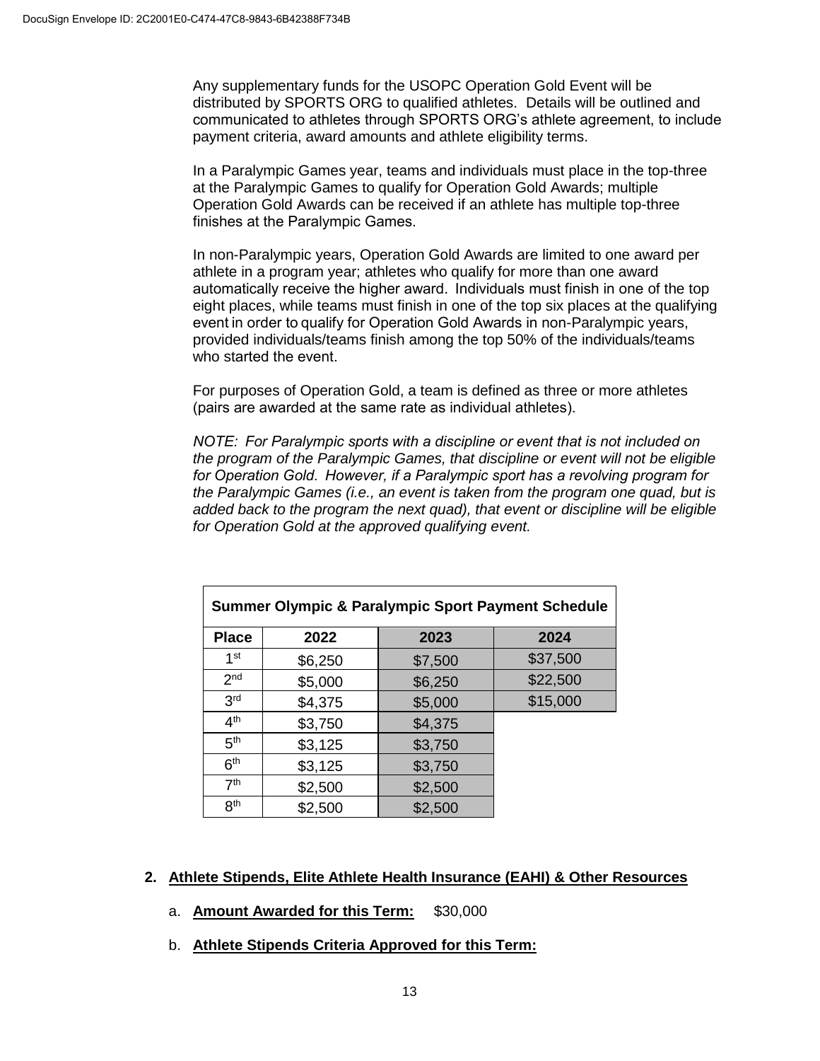Any supplementary funds for the USOPC Operation Gold Event will be distributed by SPORTS ORG to qualified athletes. Details will be outlined and communicated to athletes through SPORTS ORG's athlete agreement, to include payment criteria, award amounts and athlete eligibility terms.

In a Paralympic Games year, teams and individuals must place in the top-three at the Paralympic Games to qualify for Operation Gold Awards; multiple Operation Gold Awards can be received if an athlete has multiple top-three finishes at the Paralympic Games.

In non-Paralympic years, Operation Gold Awards are limited to one award per athlete in a program year; athletes who qualify for more than one award automatically receive the higher award. Individuals must finish in one of the top eight places, while teams must finish in one of the top six places at the qualifying event in order to qualify for Operation Gold Awards in non-Paralympic years, provided individuals/teams finish among the top 50% of the individuals/teams who started the event.

For purposes of Operation Gold, a team is defined as three or more athletes (pairs are awarded at the same rate as individual athletes).

*NOTE: For Paralympic sports with a discipline or event that is not included on the program of the Paralympic Games, that discipline or event will not be eligible for Operation Gold. However, if a Paralympic sport has a revolving program for the Paralympic Games (i.e., an event is taken from the program one quad, but is added back to the program the next quad), that event or discipline will be eligible for Operation Gold at the approved qualifying event.*

| Summer Olympic & Paralympic Sport Payment Schedule | | | |
|---|---|---|---|
| **Place** | **2022** | **2023** | **2024** |
| 1st | $6,250 | $7,500 | $37,500 |
| 2nd | $5,000 | $6,250 | $22,500 |
| 3rd | $4,375 | $5,000 | $15,000 |
| 4th | $3,750 | $4,375 | |
| 5th | $3,125 | $3,750 | |
| 6th | $3,125 | $3,750 | |
| 7th | $2,500 | $2,500 | |
| 8th | $2,500 | $2,500 | |

**2. Athlete Stipends, Elite Athlete Health Insurance (EAHI) & Other Resources**

a. **Amount Awarded for this Term:** $30,000

b. **Athlete Stipends Criteria Approved for this Term:**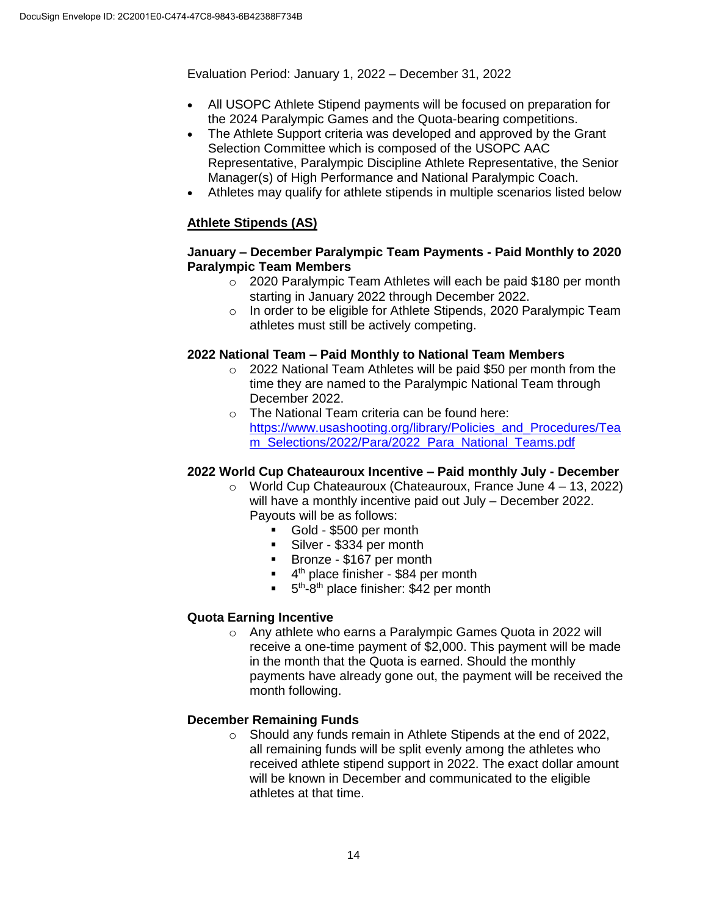Evaluation Period: January 1, 2022 – December 31, 2022

- All USOPC Athlete Stipend payments will be focused on preparation for the 2024 Paralympic Games and the Quota-bearing competitions.
- The Athlete Support criteria was developed and approved by the Grant Selection Committee which is composed of the USOPC AAC Representative, Paralympic Discipline Athlete Representative, the Senior Manager(s) of High Performance and National Paralympic Coach.
- Athletes may qualify for athlete stipends in multiple scenarios listed below

## Athlete Stipends (AS)

**January – December Paralympic Team Payments - Paid Monthly to 2020 Paralympic Team Members**

- 2020 Paralympic Team Athletes will each be paid $180 per month starting in January 2022 through December 2022.
- In order to be eligible for Athlete Stipends, 2020 Paralympic Team athletes must still be actively competing.

**2022 National Team – Paid Monthly to National Team Members**

- 2022 National Team Athletes will be paid $50 per month from the time they are named to the Paralympic National Team through December 2022.
- The National Team criteria can be found here: [https://www.usashooting.org/library/Policies_and_Procedures/Team_Selections/2022/Para/2022_Para_National_Teams.pdf](https://www.usashooting.org/library/Policies_and_Procedures/Team_Selections/2022/Para/2022_Para_National_Teams.pdf)

**2022 World Cup Chateauroux Incentive – Paid monthly July - December**

- World Cup Chateauroux (Chateauroux, France June 4 – 13, 2022) will have a monthly incentive paid out July – December 2022. Payouts will be as follows:
  - Gold - $500 per month
  - Silver - $334 per month
  - Bronze - $167 per month
  - 4th place finisher - $84 per month
  - 5th-8th place finisher: $42 per month

**Quota Earning Incentive**

- Any athlete who earns a Paralympic Games Quota in 2022 will receive a one-time payment of $2,000. This payment will be made in the month that the Quota is earned. Should the monthly payments have already gone out, the payment will be received the month following.

**December Remaining Funds**

- Should any funds remain in Athlete Stipends at the end of 2022, all remaining funds will be split evenly among the athletes who received athlete stipend support in 2022. The exact dollar amount will be known in December and communicated to the eligible athletes at that time.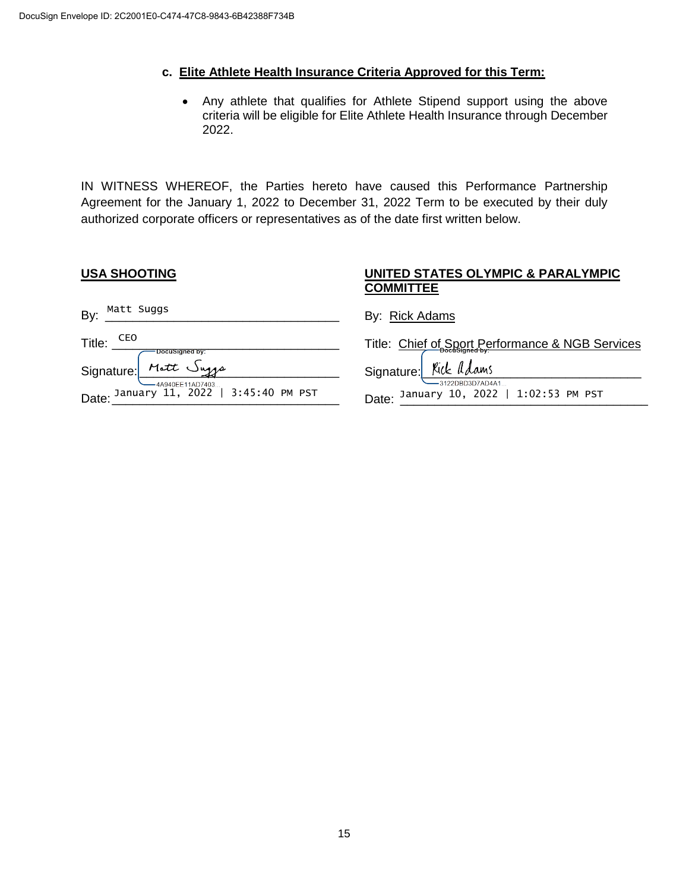c. **Elite Athlete Health Insurance Criteria Approved for this Term:**

- Any athlete that qualifies for Athlete Stipend support using the above criteria will be eligible for Elite Athlete Health Insurance through December 2022.

IN WITNESS WHEREOF, the Parties hereto have caused this Performance Partnership Agreement for the January 1, 2022 to December 31, 2022 Term to be executed by their duly authorized corporate officers or representatives as of the date first written below.

**USA SHOOTING**

By: Matt Suggs

Title: CEO

Signature: Matt Suggs

Date: January 11, 2022 | 3:45:40 PM PST

**UNITED STATES OLYMPIC & PARALYMPIC COMMITTEE**

By: Rick Adams

Title: Chief of Sport Performance & NGB Services

Signature: Rick Adams

Date: January 10, 2022 | 1:02:53 PM PST